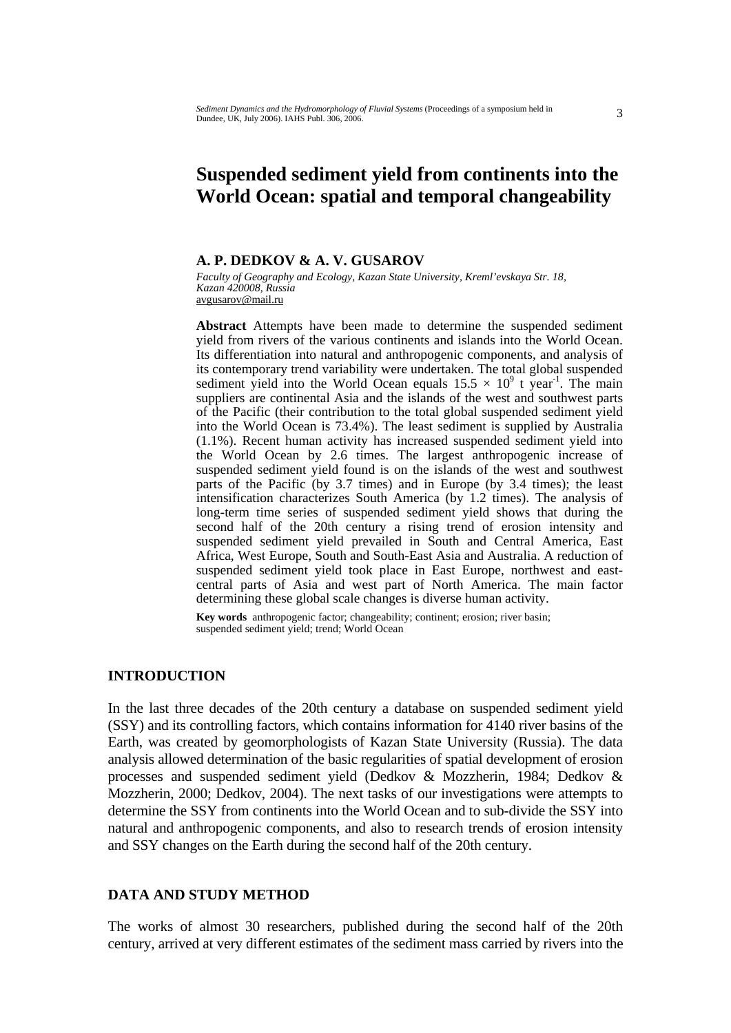# Suspended sediment yield from continents into the World Ocean: spatial and temporal changeability

**A. P. DEDKOV & A. V. GUSAROV**

*Faculty of Geography and Ecology, Kazan State University, Kreml'evskaya Str. 18, Kazan 420008, Russia*
avgusarov@mail.ru

**Abstract** Attempts have been made to determine the suspended sediment yield from rivers of the various continents and islands into the World Ocean. Its differentiation into natural and anthropogenic components, and analysis of its contemporary trend variability were undertaken. The total global suspended sediment yield into the World Ocean equals $15.5 \times 10^9$ t year$^{-1}$. The main suppliers are continental Asia and the islands of the west and southwest parts of the Pacific (their contribution to the total global suspended sediment yield into the World Ocean is 73.4%). The least sediment is supplied by Australia (1.1%). Recent human activity has increased suspended sediment yield into the World Ocean by 2.6 times. The largest anthropogenic increase of suspended sediment yield found is on the islands of the west and southwest parts of the Pacific (by 3.7 times) and in Europe (by 3.4 times); the least intensification characterizes South America (by 1.2 times). The analysis of long-term time series of suspended sediment yield shows that during the second half of the 20th century a rising trend of erosion intensity and suspended sediment yield prevailed in South and Central America, East Africa, West Europe, South and South-East Asia and Australia. A reduction of suspended sediment yield took place in East Europe, northwest and east-central parts of Asia and west part of North America. The main factor determining these global scale changes is diverse human activity.

**Key words** anthropogenic factor; changeability; continent; erosion; river basin; suspended sediment yield; trend; World Ocean

## INTRODUCTION

In the last three decades of the 20th century a database on suspended sediment yield (SSY) and its controlling factors, which contains information for 4140 river basins of the Earth, was created by geomorphologists of Kazan State University (Russia). The data analysis allowed determination of the basic regularities of spatial development of erosion processes and suspended sediment yield (Dedkov & Mozzherin, 1984; Dedkov & Mozzherin, 2000; Dedkov, 2004). The next tasks of our investigations were attempts to determine the SSY from continents into the World Ocean and to sub-divide the SSY into natural and anthropogenic components, and also to research trends of erosion intensity and SSY changes on the Earth during the second half of the 20th century.

## DATA AND STUDY METHOD

The works of almost 30 researchers, published during the second half of the 20th century, arrived at very different estimates of the sediment mass carried by rivers into the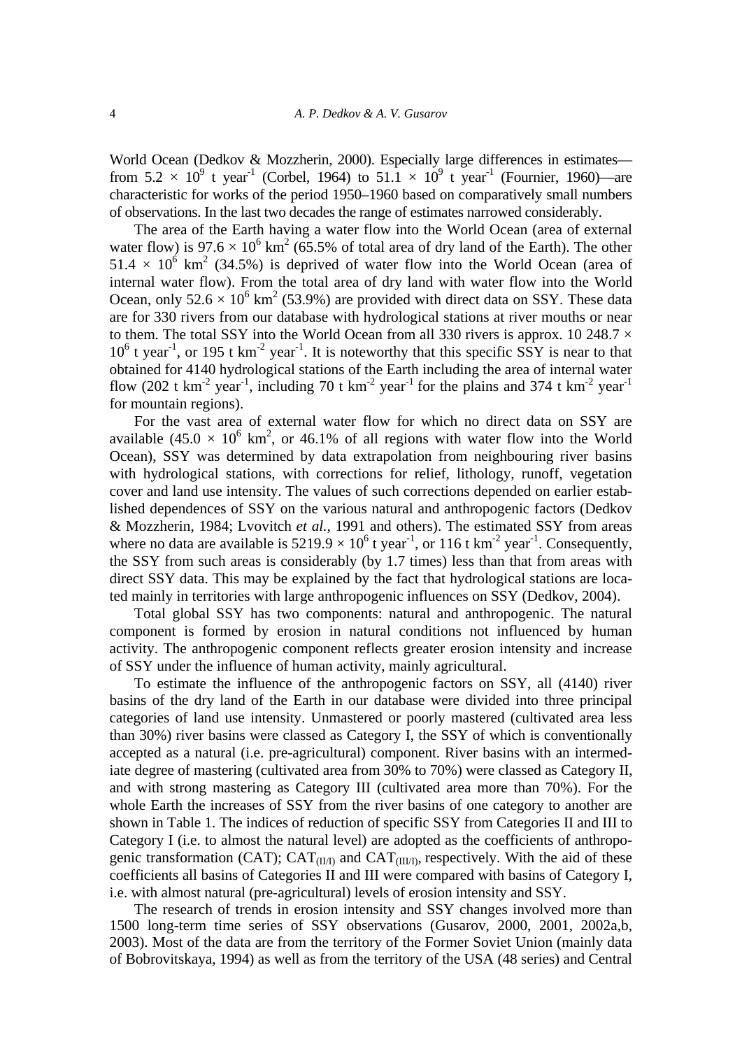World Ocean (Dedkov & Mozzherin, 2000). Especially large differences in estimates—from $5.2 \times 10^9$ t year$^{-1}$ (Corbel, 1964) to $51.1 \times 10^9$ t year$^{-1}$ (Fournier, 1960)—are characteristic for works of the period 1950–1960 based on comparatively small numbers of observations. In the last two decades the range of estimates narrowed considerably.

The area of the Earth having a water flow into the World Ocean (area of external water flow) is $97.6 \times 10^6$ km$^2$ (65.5% of total area of dry land of the Earth). The other $51.4 \times 10^6$ km$^2$ (34.5%) is deprived of water flow into the World Ocean (area of internal water flow). From the total area of dry land with water flow into the World Ocean, only $52.6 \times 10^6$ km$^2$ (53.9%) are provided with direct data on SSY. These data are for 330 rivers from our database with hydrological stations at river mouths or near to them. The total SSY into the World Ocean from all 330 rivers is approx. $10\,248.7 \times 10^6$ t year$^{-1}$, or 195 t km$^{-2}$ year$^{-1}$. It is noteworthy that this specific SSY is near to that obtained for 4140 hydrological stations of the Earth including the area of internal water flow (202 t km$^{-2}$ year$^{-1}$, including 70 t km$^{-2}$ year$^{-1}$ for the plains and 374 t km$^{-2}$ year$^{-1}$ for mountain regions).

For the vast area of external water flow for which no direct data on SSY are available ($45.0 \times 10^6$ km$^2$, or 46.1% of all regions with water flow into the World Ocean), SSY was determined by data extrapolation from neighbouring river basins with hydrological stations, with corrections for relief, lithology, runoff, vegetation cover and land use intensity. The values of such corrections depended on earlier established dependences of SSY on the various natural and anthropogenic factors (Dedkov & Mozzherin, 1984; Lvovitch *et al.*, 1991 and others). The estimated SSY from areas where no data are available is $5219.9 \times 10^6$ t year$^{-1}$, or 116 t km$^{-2}$ year$^{-1}$. Consequently, the SSY from such areas is considerably (by 1.7 times) less than that from areas with direct SSY data. This may be explained by the fact that hydrological stations are located mainly in territories with large anthropogenic influences on SSY (Dedkov, 2004).

Total global SSY has two components: natural and anthropogenic. The natural component is formed by erosion in natural conditions not influenced by human activity. The anthropogenic component reflects greater erosion intensity and increase of SSY under the influence of human activity, mainly agricultural.

To estimate the influence of the anthropogenic factors on SSY, all (4140) river basins of the dry land of the Earth in our database were divided into three principal categories of land use intensity. Unmastered or poorly mastered (cultivated area less than 30%) river basins were classed as Category I, the SSY of which is conventionally accepted as a natural (i.e. pre-agricultural) component. River basins with an intermediate degree of mastering (cultivated area from 30% to 70%) were classed as Category II, and with strong mastering as Category III (cultivated area more than 70%). For the whole Earth the increases of SSY from the river basins of one category to another are shown in Table 1. The indices of reduction of specific SSY from Categories II and III to Category I (i.e. to almost the natural level) are adopted as the coefficients of anthropogenic transformation (CAT); $CAT_{(II/I)}$ and $CAT_{(III/I)}$, respectively. With the aid of these coefficients all basins of Categories II and III were compared with basins of Category I, i.e. with almost natural (pre-agricultural) levels of erosion intensity and SSY.

The research of trends in erosion intensity and SSY changes involved more than 1500 long-term time series of SSY observations (Gusarov, 2000, 2001, 2002a,b, 2003). Most of the data are from the territory of the Former Soviet Union (mainly data of Bobrovitskaya, 1994) as well as from the territory of the USA (48 series) and Central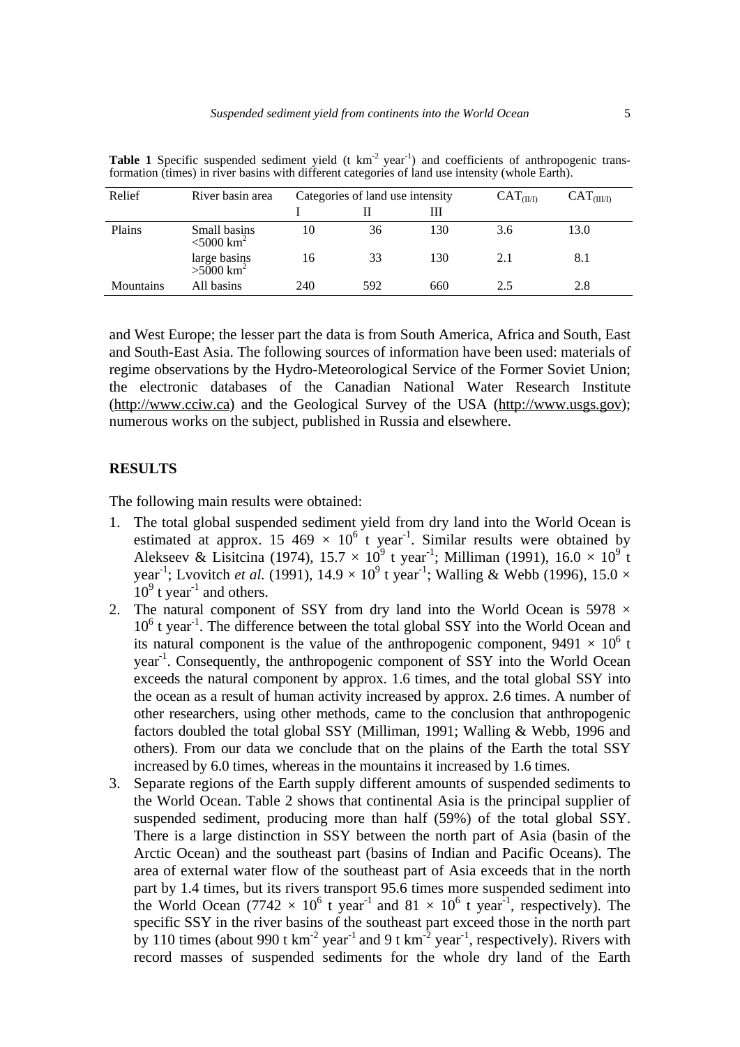**Table 1** Specific suspended sediment yield (t $km^{-2}$ $year^{-1}$) and coefficients of anthropogenic transformation (times) in river basins with different categories of land use intensity (whole Earth).

| Relief | River basin area | Categories of land use intensity | | | $CAT_{(II/I)}$ | $CAT_{(III/I)}$ |
|---|---|---|---|---|---|---|
| | | I | II | III | | |
| Plains | Small basins <5000 $km^2$ | 10 | 36 | 130 | 3.6 | 13.0 |
| | large basins >5000 $km^2$ | 16 | 33 | 130 | 2.1 | 8.1 |
| Mountains | All basins | 240 | 592 | 660 | 2.5 | 2.8 |

and West Europe; the lesser part the data is from South America, Africa and South, East and South-East Asia. The following sources of information have been used: materials of regime observations by the Hydro-Meteorological Service of the Former Soviet Union; the electronic databases of the Canadian National Water Research Institute (http://www.cciw.ca) and the Geological Survey of the USA (http://www.usgs.gov); numerous works on the subject, published in Russia and elsewhere.

## RESULTS

The following main results were obtained:

1. The total global suspended sediment yield from dry land into the World Ocean is estimated at approx. 15 469 × $10^6$ t $year^{-1}$. Similar results were obtained by Alekseev & Lisitcina (1974), 15.7 × $10^9$ t $year^{-1}$; Milliman (1991), 16.0 × $10^9$ t $year^{-1}$; Lvovitch *et al.* (1991), 14.9 × $10^9$ t $year^{-1}$; Walling & Webb (1996), 15.0 × $10^9$ t $year^{-1}$ and others.
2. The natural component of SSY from dry land into the World Ocean is 5978 × $10^6$ t $year^{-1}$. The difference between the total global SSY into the World Ocean and its natural component is the value of the anthropogenic component, 9491 × $10^6$ t $year^{-1}$. Consequently, the anthropogenic component of SSY into the World Ocean exceeds the natural component by approx. 1.6 times, and the total global SSY into the ocean as a result of human activity increased by approx. 2.6 times. A number of other researchers, using other methods, came to the conclusion that anthropogenic factors doubled the total global SSY (Milliman, 1991; Walling & Webb, 1996 and others). From our data we conclude that on the plains of the Earth the total SSY increased by 6.0 times, whereas in the mountains it increased by 1.6 times.
3. Separate regions of the Earth supply different amounts of suspended sediments to the World Ocean. Table 2 shows that continental Asia is the principal supplier of suspended sediment, producing more than half (59%) of the total global SSY. There is a large distinction in SSY between the north part of Asia (basin of the Arctic Ocean) and the southeast part (basins of Indian and Pacific Oceans). The area of external water flow of the southeast part of Asia exceeds that in the north part by 1.4 times, but its rivers transport 95.6 times more suspended sediment into the World Ocean (7742 × $10^6$ t $year^{-1}$ and 81 × $10^6$ t $year^{-1}$, respectively). The specific SSY in the river basins of the southeast part exceed those in the north part by 110 times (about 990 t $km^{-2}$ $year^{-1}$ and 9 t $km^{-2}$ $year^{-1}$, respectively). Rivers with record masses of suspended sediments for the whole dry land of the Earth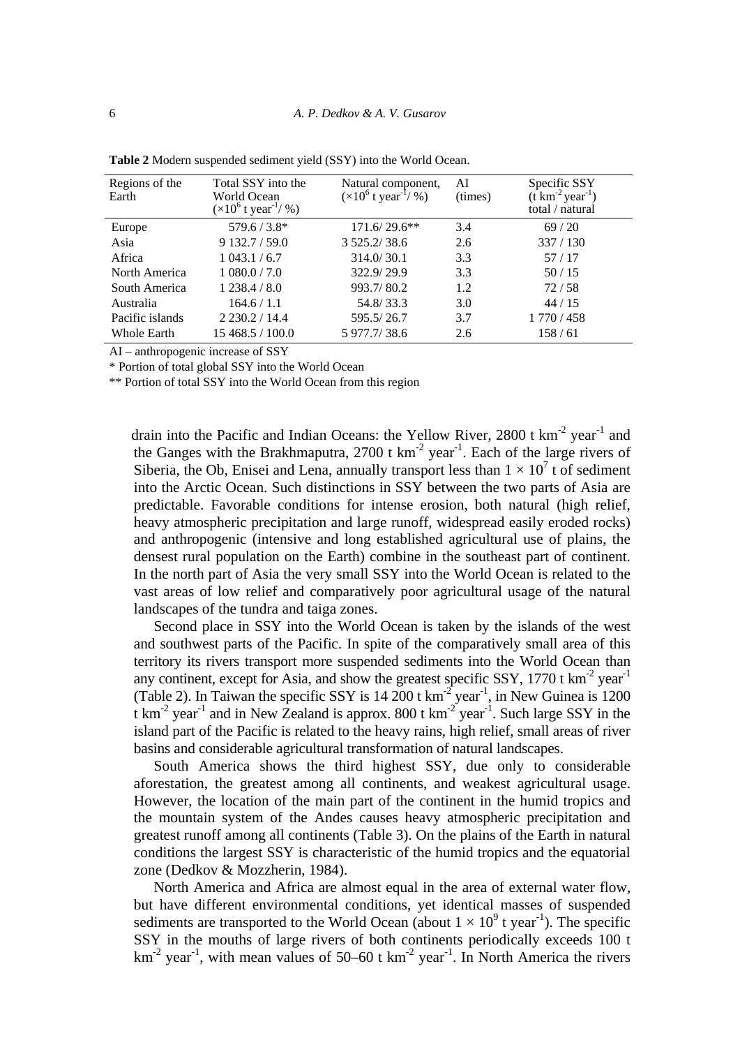**Table 2** Modern suspended sediment yield (SSY) into the World Ocean.

| Regions of the Earth | Total SSY into the World Ocean ($\times 10^6$ t year$^{-1}$/ %) | Natural component, ($\times 10^6$ t year$^{-1}$/ %) | AI (times) | Specific SSY (t km$^{-2}$ year$^{-1}$) total / natural |
|---|---|---|---|---|
| Europe | 579.6 / 3.8* | 171.6/ 29.6** | 3.4 | 69 / 20 |
| Asia | 9 132.7 / 59.0 | 3 525.2/ 38.6 | 2.6 | 337 / 130 |
| Africa | 1 043.1 / 6.7 | 314.0/ 30.1 | 3.3 | 57 / 17 |
| North America | 1 080.0 / 7.0 | 322.9/ 29.9 | 3.3 | 50 / 15 |
| South America | 1 238.4 / 8.0 | 993.7/ 80.2 | 1.2 | 72 / 58 |
| Australia | 164.6 / 1.1 | 54.8/ 33.3 | 3.0 | 44 / 15 |
| Pacific islands | 2 230.2 / 14.4 | 595.5/ 26.7 | 3.7 | 1 770 / 458 |
| Whole Earth | 15 468.5 / 100.0 | 5 977.7/ 38.6 | 2.6 | 158 / 61 |

AI – anthropogenic increase of SSY

* Portion of total global SSY into the World Ocean

** Portion of total SSY into the World Ocean from this region

drain into the Pacific and Indian Oceans: the Yellow River, 2800 t km$^{-2}$ year$^{-1}$ and the Ganges with the Brakhmaputra, 2700 t km$^{-2}$ year$^{-1}$. Each of the large rivers of Siberia, the Ob, Enisei and Lena, annually transport less than $1 \times 10^7$ t of sediment into the Arctic Ocean. Such distinctions in SSY between the two parts of Asia are predictable. Favorable conditions for intense erosion, both natural (high relief, heavy atmospheric precipitation and large runoff, widespread easily eroded rocks) and anthropogenic (intensive and long established agricultural use of plains, the densest rural population on the Earth) combine in the southeast part of continent. In the north part of Asia the very small SSY into the World Ocean is related to the vast areas of low relief and comparatively poor agricultural usage of the natural landscapes of the tundra and taiga zones.

Second place in SSY into the World Ocean is taken by the islands of the west and southwest parts of the Pacific. In spite of the comparatively small area of this territory its rivers transport more suspended sediments into the World Ocean than any continent, except for Asia, and show the greatest specific SSY, 1770 t km$^{-2}$ year$^{-1}$ (Table 2). In Taiwan the specific SSY is 14 200 t km$^{-2}$ year$^{-1}$, in New Guinea is 1200 t km$^{-2}$ year$^{-1}$ and in New Zealand is approx. 800 t km$^{-2}$ year$^{-1}$. Such large SSY in the island part of the Pacific is related to the heavy rains, high relief, small areas of river basins and considerable agricultural transformation of natural landscapes.

South America shows the third highest SSY, due only to considerable aforestation, the greatest among all continents, and weakest agricultural usage. However, the location of the main part of the continent in the humid tropics and the mountain system of the Andes causes heavy atmospheric precipitation and greatest runoff among all continents (Table 3). On the plains of the Earth in natural conditions the largest SSY is characteristic of the humid tropics and the equatorial zone (Dedkov & Mozzherin, 1984).

North America and Africa are almost equal in the area of external water flow, but have different environmental conditions, yet identical masses of suspended sediments are transported to the World Ocean (about $1 \times 10^9$ t year$^{-1}$). The specific SSY in the mouths of large rivers of both continents periodically exceeds 100 t km$^{-2}$ year$^{-1}$, with mean values of 50–60 t km$^{-2}$ year$^{-1}$. In North America the rivers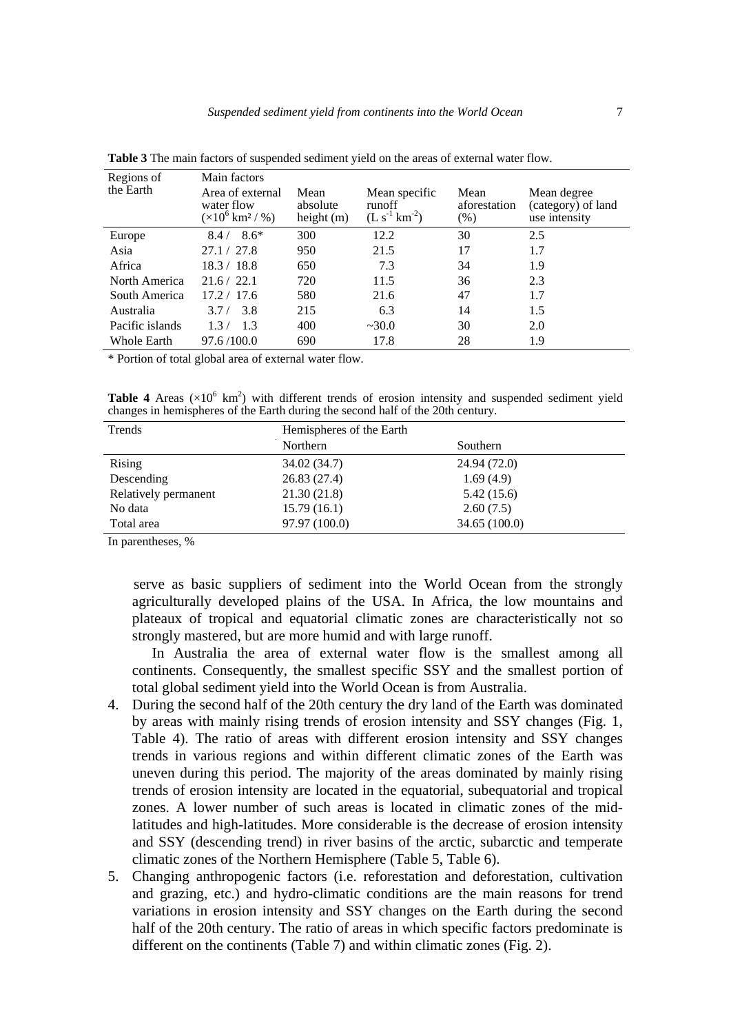**Table 3** The main factors of suspended sediment yield on the areas of external water flow.

| Regions of the Earth | Main factors | | | | |
|---|---|---|---|---|---|
| | Area of external water flow ($\times10^6$ km² / %) | Mean absolute height (m) | Mean specific runoff (L $s^{-1}$ $km^{-2}$) | Mean aforestation (%) | Mean degree (category) of land use intensity |
| Europe | 8.4 / 8.6* | 300 | 12.2 | 30 | 2.5 |
| Asia | 27.1 / 27.8 | 950 | 21.5 | 17 | 1.7 |
| Africa | 18.3 / 18.8 | 650 | 7.3 | 34 | 1.9 |
| North America | 21.6 / 22.1 | 720 | 11.5 | 36 | 2.3 |
| South America | 17.2 / 17.6 | 580 | 21.6 | 47 | 1.7 |
| Australia | 3.7 / 3.8 | 215 | 6.3 | 14 | 1.5 |
| Pacific islands | 1.3 / 1.3 | 400 | ~30.0 | 30 | 2.0 |
| Whole Earth | 97.6 /100.0 | 690 | 17.8 | 28 | 1.9 |

\* Portion of total global area of external water flow.

**Table 4** Areas ($\times10^6$ km$^2$) with different trends of erosion intensity and suspended sediment yield changes in hemispheres of the Earth during the second half of the 20th century.

| Trends | Hemispheres of the Earth | |
|---|---|---|
| | Northern | Southern |
| Rising | 34.02 (34.7) | 24.94 (72.0) |
| Descending | 26.83 (27.4) | 1.69 (4.9) |
| Relatively permanent | 21.30 (21.8) | 5.42 (15.6) |
| No data | 15.79 (16.1) | 2.60 (7.5) |
| Total area | 97.97 (100.0) | 34.65 (100.0) |

In parentheses, %

serve as basic suppliers of sediment into the World Ocean from the strongly agriculturally developed plains of the USA. In Africa, the low mountains and plateaux of tropical and equatorial climatic zones are characteristically not so strongly mastered, but are more humid and with large runoff.

In Australia the area of external water flow is the smallest among all continents. Consequently, the smallest specific SSY and the smallest portion of total global sediment yield into the World Ocean is from Australia.

4. During the second half of the 20th century the dry land of the Earth was dominated by areas with mainly rising trends of erosion intensity and SSY changes (Fig. 1, Table 4). The ratio of areas with different erosion intensity and SSY changes trends in various regions and within different climatic zones of the Earth was uneven during this period. The majority of the areas dominated by mainly rising trends of erosion intensity are located in the equatorial, subequatorial and tropical zones. A lower number of such areas is located in climatic zones of the mid-latitudes and high-latitudes. More considerable is the decrease of erosion intensity and SSY (descending trend) in river basins of the arctic, subarctic and temperate climatic zones of the Northern Hemisphere (Table 5, Table 6).
5. Changing anthropogenic factors (i.e. reforestation and deforestation, cultivation and grazing, etc.) and hydro-climatic conditions are the main reasons for trend variations in erosion intensity and SSY changes on the Earth during the second half of the 20th century. The ratio of areas in which specific factors predominate is different on the continents (Table 7) and within climatic zones (Fig. 2).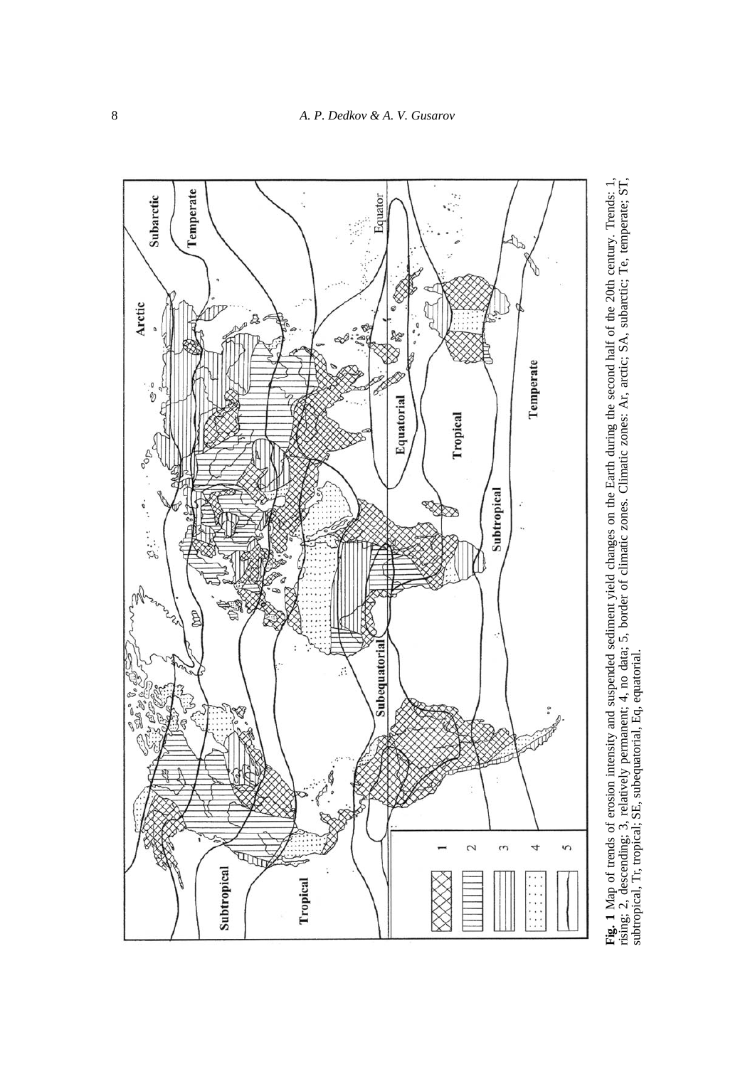**Fig. 1** Map of trends of erosion intensity and suspended sediment yield changes on the Earth during the second half of the 20th century. Trends: 1, rising; 2, descending; 3, relatively permanent; 4, no data; 5, border of climatic zones. Climatic zones: Ar, arctic; SA, subarctic; Te, temperate; ST, subtropical, Tr, tropical; SE, subequatorial, Eq, equatorial.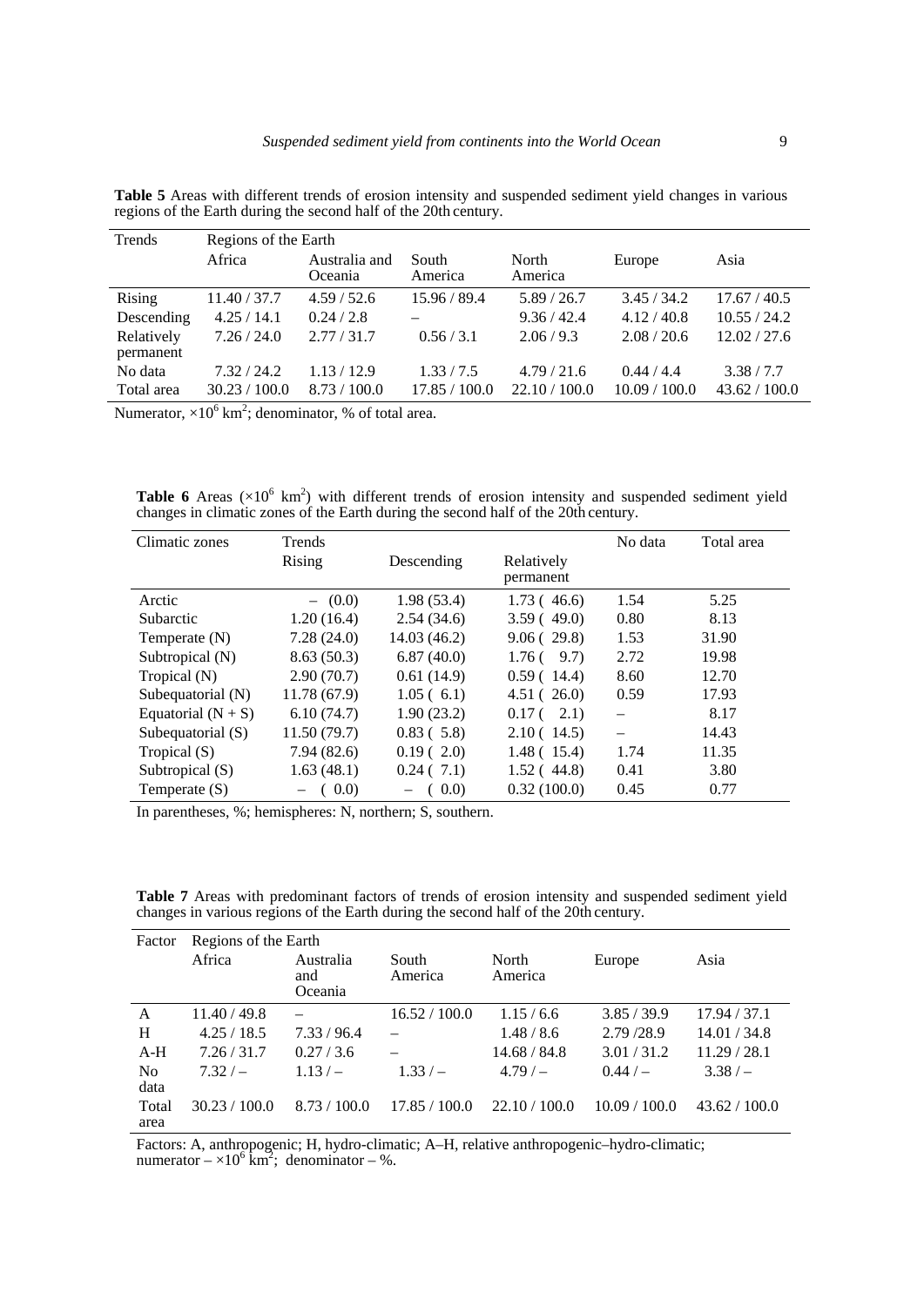**Table 5** Areas with different trends of erosion intensity and suspended sediment yield changes in various regions of the Earth during the second half of the 20th century.

| Trends | Regions of the Earth | | | | | |
|---|---|---|---|---|---|---|
| | Africa | Australia and Oceania | South America | North America | Europe | Asia |
| Rising | 11.40 / 37.7 | 4.59 / 52.6 | 15.96 / 89.4 | 5.89 / 26.7 | 3.45 / 34.2 | 17.67 / 40.5 |
| Descending | 4.25 / 14.1 | 0.24 / 2.8 | – | 9.36 / 42.4 | 4.12 / 40.8 | 10.55 / 24.2 |
| Relatively permanent | 7.26 / 24.0 | 2.77 / 31.7 | 0.56 / 3.1 | 2.06 / 9.3 | 2.08 / 20.6 | 12.02 / 27.6 |
| No data | 7.32 / 24.2 | 1.13 / 12.9 | 1.33 / 7.5 | 4.79 / 21.6 | 0.44 / 4.4 | 3.38 / 7.7 |
| Total area | 30.23 / 100.0 | 8.73 / 100.0 | 17.85 / 100.0 | 22.10 / 100.0 | 10.09 / 100.0 | 43.62 / 100.0 |

Numerator, $\times 10^6$ km$^2$; denominator, % of total area.

**Table 6** Areas ($\times 10^6$ km$^2$) with different trends of erosion intensity and suspended sediment yield changes in climatic zones of the Earth during the second half of the 20th century.

| Climatic zones | Trends | | | No data | Total area |
|---|---|---|---|---|---|
| | Rising | Descending | Relatively permanent | | |
| Arctic | – (0.0) | 1.98 (53.4) | 1.73 (46.6) | 1.54 | 5.25 |
| Subarctic | 1.20 (16.4) | 2.54 (34.6) | 3.59 (49.0) | 0.80 | 8.13 |
| Temperate (N) | 7.28 (24.0) | 14.03 (46.2) | 9.06 (29.8) | 1.53 | 31.90 |
| Subtropical (N) | 8.63 (50.3) | 6.87 (40.0) | 1.76 (9.7) | 2.72 | 19.98 |
| Tropical (N) | 2.90 (70.7) | 0.61 (14.9) | 0.59 (14.4) | 8.60 | 12.70 |
| Subequatorial (N) | 11.78 (67.9) | 1.05 (6.1) | 4.51 (26.0) | 0.59 | 17.93 |
| Equatorial (N + S) | 6.10 (74.7) | 1.90 (23.2) | 0.17 (2.1) | – | 8.17 |
| Subequatorial (S) | 11.50 (79.7) | 0.83 (5.8) | 2.10 (14.5) | – | 14.43 |
| Tropical (S) | 7.94 (82.6) | 0.19 (2.0) | 1.48 (15.4) | 1.74 | 11.35 |
| Subtropical (S) | 1.63 (48.1) | 0.24 (7.1) | 1.52 (44.8) | 0.41 | 3.80 |
| Temperate (S) | – (0.0) | – (0.0) | 0.32 (100.0) | 0.45 | 0.77 |

In parentheses, %; hemispheres: N, northern; S, southern.

**Table 7** Areas with predominant factors of trends of erosion intensity and suspended sediment yield changes in various regions of the Earth during the second half of the 20th century.

| Factor | Regions of the Earth | | | | | |
|---|---|---|---|---|---|---|
| | Africa | Australia and Oceania | South America | North America | Europe | Asia |
| A | 11.40 / 49.8 | – | 16.52 / 100.0 | 1.15 / 6.6 | 3.85 / 39.9 | 17.94 / 37.1 |
| H | 4.25 / 18.5 | 7.33 / 96.4 | – | 1.48 / 8.6 | 2.79 /28.9 | 14.01 / 34.8 |
| A-H | 7.26 / 31.7 | 0.27 / 3.6 | – | 14.68 / 84.8 | 3.01 / 31.2 | 11.29 / 28.1 |
| No data | 7.32 / – | 1.13 / – | 1.33 / – | 4.79 / – | 0.44 / – | 3.38 / – |
| Total area | 30.23 / 100.0 | 8.73 / 100.0 | 17.85 / 100.0 | 22.10 / 100.0 | 10.09 / 100.0 | 43.62 / 100.0 |

Factors: A, anthropogenic; H, hydro-climatic; A–H, relative anthropogenic–hydro-climatic; numerator – $\times 10^6$ km$^2$; denominator – %.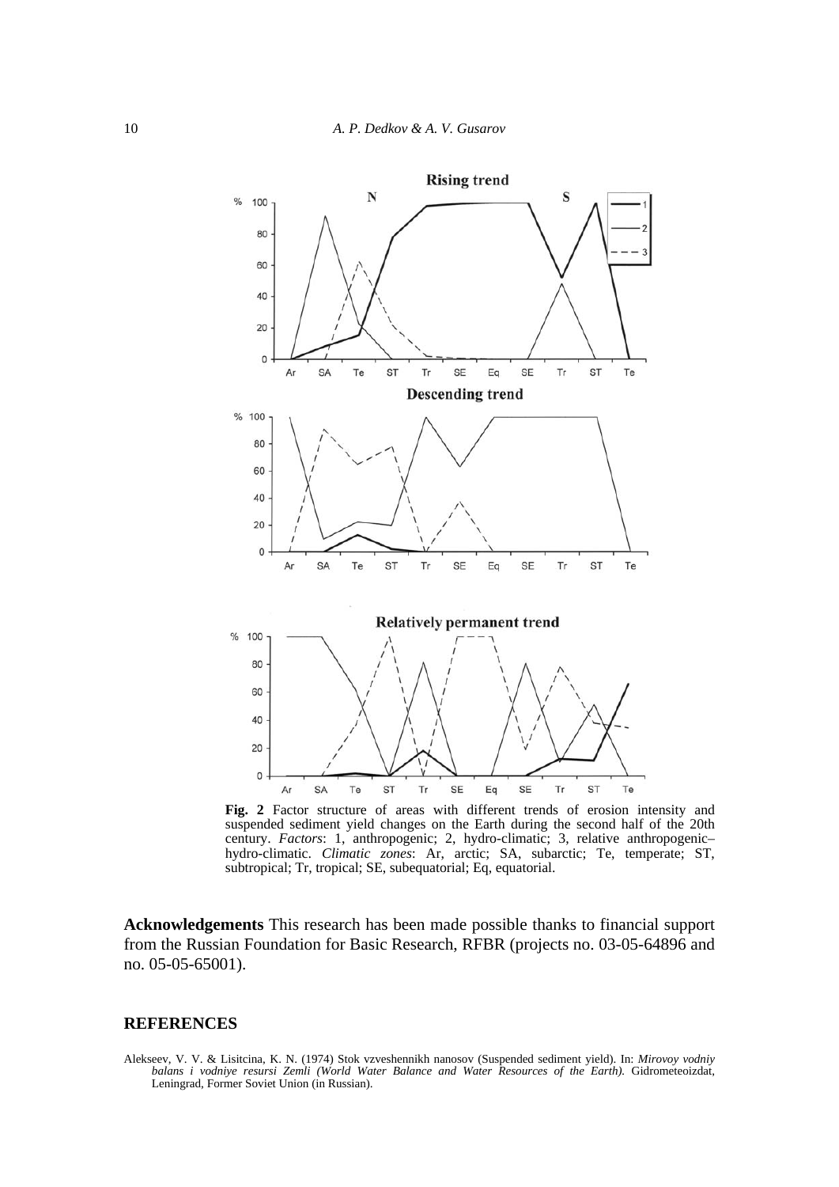**Fig. 2** Factor structure of areas with different trends of erosion intensity and suspended sediment yield changes on the Earth during the second half of the 20th century. *Factors*: 1, anthropogenic; 2, hydro-climatic; 3, relative anthropogenic–hydro-climatic. *Climatic zones*: Ar, arctic; SA, subarctic; Te, temperate; ST, subtropical; Tr, tropical; SE, subequatorial; Eq, equatorial.

**Acknowledgements** This research has been made possible thanks to financial support from the Russian Foundation for Basic Research, RFBR (projects no. 03-05-64896 and no. 05-05-65001).

## REFERENCES

Alekseev, V. V. & Lisitcina, K. N. (1974) Stok vzveshennikh nanosov (Suspended sediment yield). In: *Mirovoy vodniy balans i vodniye resursi Zemli (World Water Balance and Water Resources of the Earth).* Gidrometeoizdat, Leningrad, Former Soviet Union (in Russian).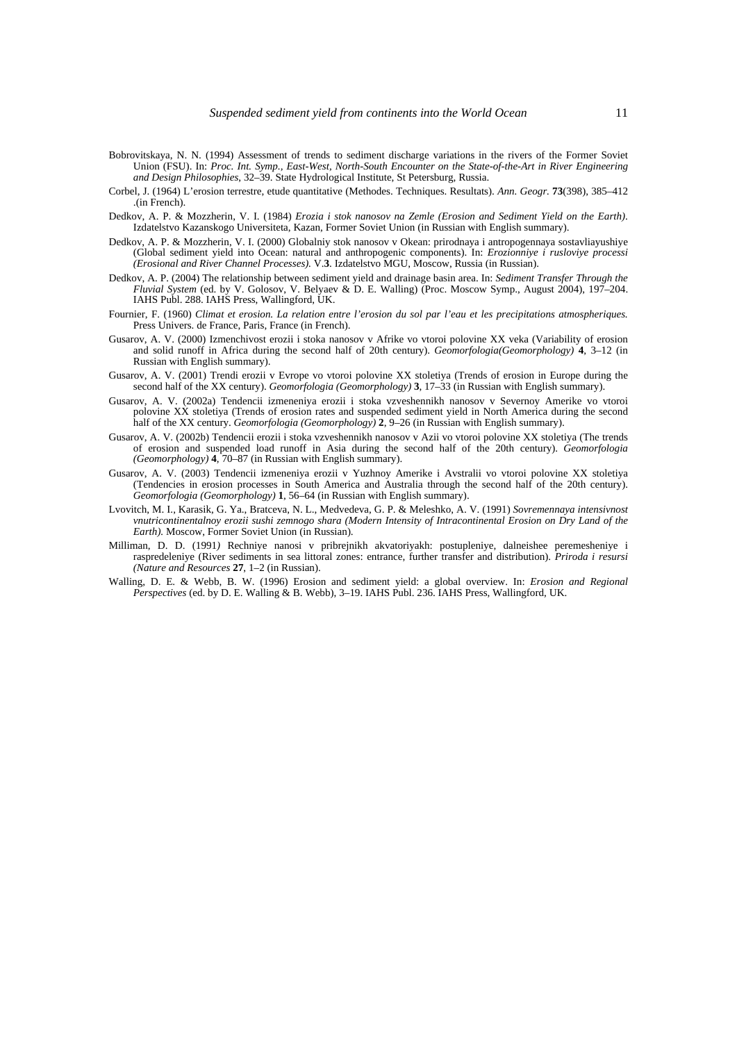Bobrovitskaya, N. N. (1994) Assessment of trends to sediment discharge variations in the rivers of the Former Soviet Union (FSU). In: *Proc. Int. Symp., East-West, North-South Encounter on the State-of-the-Art in River Engineering and Design Philosophies*, 32–39. State Hydrological Institute, St Petersburg, Russia.

Corbel, J. (1964) L'erosion terrestre, etude quantitative (Methodes. Techniques. Resultats). *Ann. Geogr.* **73**(398), 385–412 .(in French).

Dedkov, A. P. & Mozzherin, V. I. (1984) *Erozia i stok nanosov na Zemle (Erosion and Sediment Yield on the Earth)*. Izdatelstvo Kazanskogo Universiteta, Kazan, Former Soviet Union (in Russian with English summary).

Dedkov, A. P. & Mozzherin, V. I. (2000) Globalniy stok nanosov v Okean: prirodnaya i antropogennaya sostavliayushiye (Global sediment yield into Ocean: natural and anthropogenic components). In: *Erozionniye i rusloviye processi (Erosional and River Channel Processes).* V.**3**. Izdatelstvo MGU, Moscow, Russia (in Russian).

Dedkov, A. P. (2004) The relationship between sediment yield and drainage basin area. In: *Sediment Transfer Through the Fluvial System* (ed. by V. Golosov, V. Belyaev & D. E. Walling) (Proc. Moscow Symp., August 2004), 197–204. IAHS Publ. 288. IAHS Press, Wallingford, UK.

Fournier, F. (1960) *Climat et erosion. La relation entre l'erosion du sol par l'eau et les precipitations atmospheriques.* Press Univers. de France, Paris, France (in French).

Gusarov, A. V. (2000) Izmenchivost erozii i stoka nanosov v Afrike vo vtoroi polovine XX veka (Variability of erosion and solid runoff in Africa during the second half of 20th century). *Geomorfologia(Geomorphology)* **4**, 3–12 (in Russian with English summary).

Gusarov, A. V. (2001) Trendi erozii v Evrope vo vtoroi polovine XX stoletiya (Trends of erosion in Europe during the second half of the XX century). *Geomorfologia (Geomorphology)* **3**, 17–33 (in Russian with English summary).

Gusarov, A. V. (2002a) Tendencii izmeneniya erozii i stoka vzveshennikh nanosov v Severnoy Amerike vo vtoroi polovine XX stoletiya (Trends of erosion rates and suspended sediment yield in North America during the second half of the XX century. *Geomorfologia (Geomorphology)* **2**, 9–26 (in Russian with English summary).

Gusarov, A. V. (2002b) Tendencii erozii i stoka vzveshennikh nanosov v Azii vo vtoroi polovine XX stoletiya (The trends of erosion and suspended load runoff in Asia during the second half of the 20th century). *Geomorfologia (Geomorphology)* **4**, 70–87 (in Russian with English summary).

Gusarov, A. V. (2003) Tendencii izmeneniya erozii v Yuzhnoy Amerike i Avstralii vo vtoroi polovine XX stoletiya (Tendencies in erosion processes in South America and Australia through the second half of the 20th century). *Geomorfologia (Geomorphology)* **1**, 56–64 (in Russian with English summary).

Lvovitch, M. I., Karasik, G. Ya., Bratceva, N. L., Medvedeva, G. P. & Meleshko, A. V. (1991) *Sovremennaya intensivnost vnutricontinentalnoy erozii sushi zemnogo shara (Modern Intensity of Intracontinental Erosion on Dry Land of the Earth).* Moscow, Former Soviet Union (in Russian).

Milliman, D. D. (1991*)* Rechniye nanosi v pribrejnikh akvatoriyakh: postupleniye, dalneishee peremesheniye i raspredeleniye (River sediments in sea littoral zones: entrance, further transfer and distribution). *Priroda i resursi (Nature and Resources* **27**, 1–2 (in Russian).

Walling, D. E. & Webb, B. W. (1996) Erosion and sediment yield: a global overview. In: *Erosion and Regional Perspectives* (ed. by D. E. Walling & B. Webb), 3–19. IAHS Publ. 236. IAHS Press, Wallingford, UK.